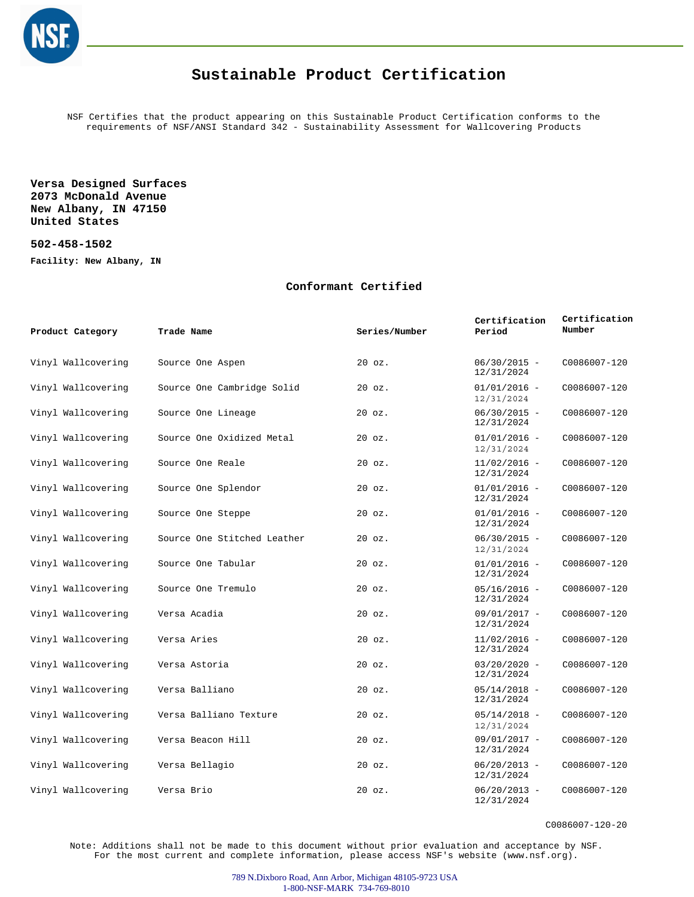# Sustainable Product Certification

NSF Certifies that the product appearing on this Sustainable Product Certification conforms to the requirements of NSF/ANSI Standard 342 - Sustainability Assessment for Wallcovering Products

**Versa Designed Surfaces**
**2073 McDonald Avenue**
**New Albany, IN 47150**
**United States**

**502-458-1502**

**Facility: New Albany, IN**

## Conformant Certified

| Product Category | Trade Name | Series/Number | Certification Period | Certification Number |
|---|---|---|---|---|
| Vinyl Wallcovering | Source One Aspen | 20 oz. | 06/30/2015 - 12/31/2024 | C0086007-120 |
| Vinyl Wallcovering | Source One Cambridge Solid | 20 oz. | 01/01/2016 - 12/31/2024 | C0086007-120 |
| Vinyl Wallcovering | Source One Lineage | 20 oz. | 06/30/2015 - 12/31/2024 | C0086007-120 |
| Vinyl Wallcovering | Source One Oxidized Metal | 20 oz. | 01/01/2016 - 12/31/2024 | C0086007-120 |
| Vinyl Wallcovering | Source One Reale | 20 oz. | 11/02/2016 - 12/31/2024 | C0086007-120 |
| Vinyl Wallcovering | Source One Splendor | 20 oz. | 01/01/2016 - 12/31/2024 | C0086007-120 |
| Vinyl Wallcovering | Source One Steppe | 20 oz. | 01/01/2016 - 12/31/2024 | C0086007-120 |
| Vinyl Wallcovering | Source One Stitched Leather | 20 oz. | 06/30/2015 - 12/31/2024 | C0086007-120 |
| Vinyl Wallcovering | Source One Tabular | 20 oz. | 01/01/2016 - 12/31/2024 | C0086007-120 |
| Vinyl Wallcovering | Source One Tremulo | 20 oz. | 05/16/2016 - 12/31/2024 | C0086007-120 |
| Vinyl Wallcovering | Versa Acadia | 20 oz. | 09/01/2017 - 12/31/2024 | C0086007-120 |
| Vinyl Wallcovering | Versa Aries | 20 oz. | 11/02/2016 - 12/31/2024 | C0086007-120 |
| Vinyl Wallcovering | Versa Astoria | 20 oz. | 03/20/2020 - 12/31/2024 | C0086007-120 |
| Vinyl Wallcovering | Versa Balliano | 20 oz. | 05/14/2018 - 12/31/2024 | C0086007-120 |
| Vinyl Wallcovering | Versa Balliano Texture | 20 oz. | 05/14/2018 - 12/31/2024 | C0086007-120 |
| Vinyl Wallcovering | Versa Beacon Hill | 20 oz. | 09/01/2017 - 12/31/2024 | C0086007-120 |
| Vinyl Wallcovering | Versa Bellagio | 20 oz. | 06/20/2013 - 12/31/2024 | C0086007-120 |
| Vinyl Wallcovering | Versa Brio | 20 oz. | 06/20/2013 - 12/31/2024 | C0086007-120 |

C0086007-120-20

Note: Additions shall not be made to this document without prior evaluation and acceptance by NSF. For the most current and complete information, please access NSF's website (www.nsf.org).

789 N.Dixboro Road, Ann Arbor, Michigan 48105-9723 USA
1-800-NSF-MARK 734-769-8010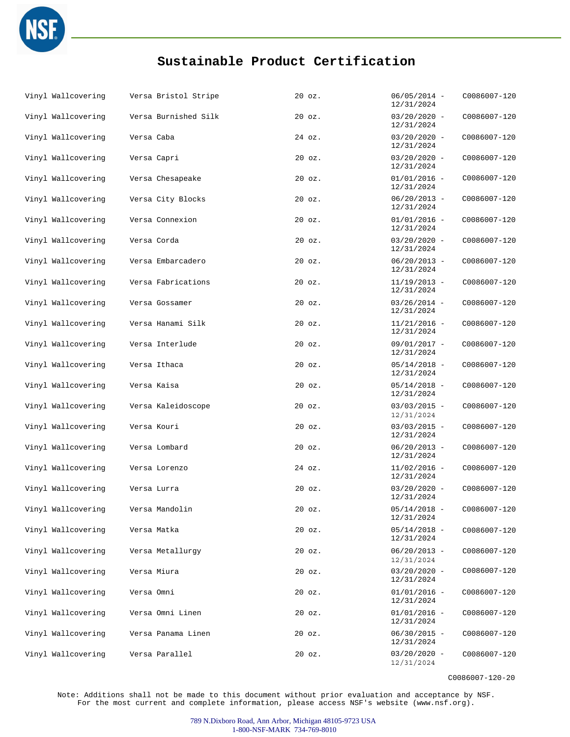# Sustainable Product Certification

| | | | | |
|---|---|---|---|---|
| Vinyl Wallcovering | Versa Bristol Stripe | 20 oz. | 06/05/2014 - 12/31/2024 | C0086007-120 |
| Vinyl Wallcovering | Versa Burnished Silk | 20 oz. | 03/20/2020 - 12/31/2024 | C0086007-120 |
| Vinyl Wallcovering | Versa Caba | 24 oz. | 03/20/2020 - 12/31/2024 | C0086007-120 |
| Vinyl Wallcovering | Versa Capri | 20 oz. | 03/20/2020 - 12/31/2024 | C0086007-120 |
| Vinyl Wallcovering | Versa Chesapeake | 20 oz. | 01/01/2016 - 12/31/2024 | C0086007-120 |
| Vinyl Wallcovering | Versa City Blocks | 20 oz. | 06/20/2013 - 12/31/2024 | C0086007-120 |
| Vinyl Wallcovering | Versa Connexion | 20 oz. | 01/01/2016 - 12/31/2024 | C0086007-120 |
| Vinyl Wallcovering | Versa Corda | 20 oz. | 03/20/2020 - 12/31/2024 | C0086007-120 |
| Vinyl Wallcovering | Versa Embarcadero | 20 oz. | 06/20/2013 - 12/31/2024 | C0086007-120 |
| Vinyl Wallcovering | Versa Fabrications | 20 oz. | 11/19/2013 - 12/31/2024 | C0086007-120 |
| Vinyl Wallcovering | Versa Gossamer | 20 oz. | 03/26/2014 - 12/31/2024 | C0086007-120 |
| Vinyl Wallcovering | Versa Hanami Silk | 20 oz. | 11/21/2016 - 12/31/2024 | C0086007-120 |
| Vinyl Wallcovering | Versa Interlude | 20 oz. | 09/01/2017 - 12/31/2024 | C0086007-120 |
| Vinyl Wallcovering | Versa Ithaca | 20 oz. | 05/14/2018 - 12/31/2024 | C0086007-120 |
| Vinyl Wallcovering | Versa Kaisa | 20 oz. | 05/14/2018 - 12/31/2024 | C0086007-120 |
| Vinyl Wallcovering | Versa Kaleidoscope | 20 oz. | 03/03/2015 - 12/31/2024 | C0086007-120 |
| Vinyl Wallcovering | Versa Kouri | 20 oz. | 03/03/2015 - 12/31/2024 | C0086007-120 |
| Vinyl Wallcovering | Versa Lombard | 20 oz. | 06/20/2013 - 12/31/2024 | C0086007-120 |
| Vinyl Wallcovering | Versa Lorenzo | 24 oz. | 11/02/2016 - 12/31/2024 | C0086007-120 |
| Vinyl Wallcovering | Versa Lurra | 20 oz. | 03/20/2020 - 12/31/2024 | C0086007-120 |
| Vinyl Wallcovering | Versa Mandolin | 20 oz. | 05/14/2018 - 12/31/2024 | C0086007-120 |
| Vinyl Wallcovering | Versa Matka | 20 oz. | 05/14/2018 - 12/31/2024 | C0086007-120 |
| Vinyl Wallcovering | Versa Metallurgy | 20 oz. | 06/20/2013 - 12/31/2024 | C0086007-120 |
| Vinyl Wallcovering | Versa Miura | 20 oz. | 03/20/2020 - 12/31/2024 | C0086007-120 |
| Vinyl Wallcovering | Versa Omni | 20 oz. | 01/01/2016 - 12/31/2024 | C0086007-120 |
| Vinyl Wallcovering | Versa Omni Linen | 20 oz. | 01/01/2016 - 12/31/2024 | C0086007-120 |
| Vinyl Wallcovering | Versa Panama Linen | 20 oz. | 06/30/2015 - 12/31/2024 | C0086007-120 |
| Vinyl Wallcovering | Versa Parallel | 20 oz. | 03/20/2020 - 12/31/2024 | C0086007-120 |

C0086007-120-20

Note: Additions shall not be made to this document without prior evaluation and acceptance by NSF.
For the most current and complete information, please access NSF's website (www.nsf.org).

789 N.Dixboro Road, Ann Arbor, Michigan 48105-9723 USA
1-800-NSF-MARK 734-769-8010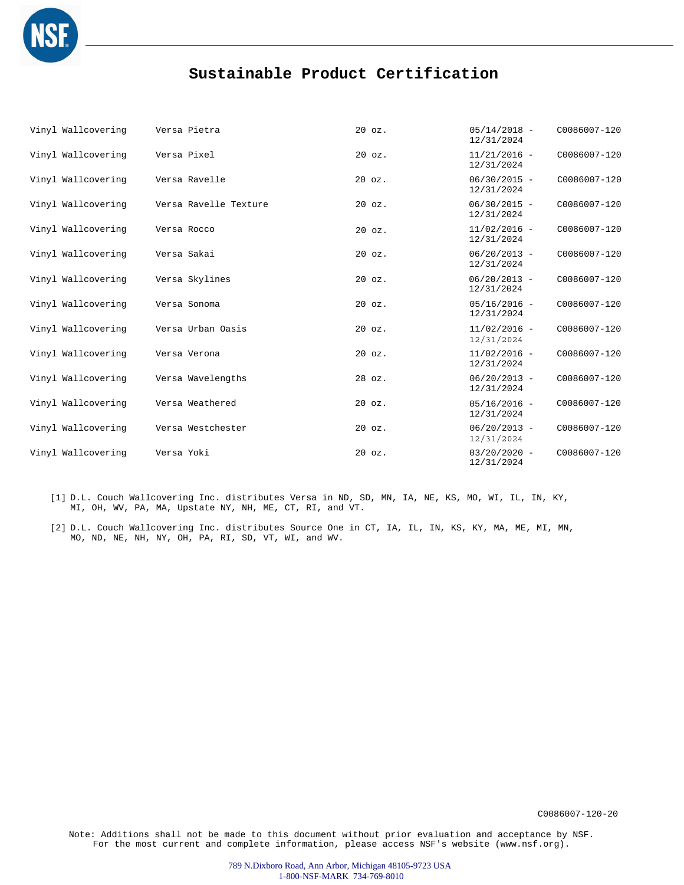# Sustainable Product Certification

| | | | | |
|---|---|---|---|---|
| Vinyl Wallcovering | Versa Pietra | 20 oz. | 05/14/2018 - 12/31/2024 | C0086007-120 |
| Vinyl Wallcovering | Versa Pixel | 20 oz. | 11/21/2016 - 12/31/2024 | C0086007-120 |
| Vinyl Wallcovering | Versa Ravelle | 20 oz. | 06/30/2015 - 12/31/2024 | C0086007-120 |
| Vinyl Wallcovering | Versa Ravelle Texture | 20 oz. | 06/30/2015 - 12/31/2024 | C0086007-120 |
| Vinyl Wallcovering | Versa Rocco | 20 oz. | 11/02/2016 - 12/31/2024 | C0086007-120 |
| Vinyl Wallcovering | Versa Sakai | 20 oz. | 06/20/2013 - 12/31/2024 | C0086007-120 |
| Vinyl Wallcovering | Versa Skylines | 20 oz. | 06/20/2013 - 12/31/2024 | C0086007-120 |
| Vinyl Wallcovering | Versa Sonoma | 20 oz. | 05/16/2016 - 12/31/2024 | C0086007-120 |
| Vinyl Wallcovering | Versa Urban Oasis | 20 oz. | 11/02/2016 - 12/31/2024 | C0086007-120 |
| Vinyl Wallcovering | Versa Verona | 20 oz. | 11/02/2016 - 12/31/2024 | C0086007-120 |
| Vinyl Wallcovering | Versa Wavelengths | 28 oz. | 06/20/2013 - 12/31/2024 | C0086007-120 |
| Vinyl Wallcovering | Versa Weathered | 20 oz. | 05/16/2016 - 12/31/2024 | C0086007-120 |
| Vinyl Wallcovering | Versa Westchester | 20 oz. | 06/20/2013 - 12/31/2024 | C0086007-120 |
| Vinyl Wallcovering | Versa Yoki | 20 oz. | 03/20/2020 - 12/31/2024 | C0086007-120 |

[1] D.L. Couch Wallcovering Inc. distributes Versa in ND, SD, MN, IA, NE, KS, MO, WI, IL, IN, KY, MI, OH, WV, PA, MA, Upstate NY, NH, ME, CT, RI, and VT.

[2] D.L. Couch Wallcovering Inc. distributes Source One in CT, IA, IL, IN, KS, KY, MA, ME, MI, MN, MO, ND, NE, NH, NY, OH, PA, RI, SD, VT, WI, and WV.

C0086007-120-20

Note: Additions shall not be made to this document without prior evaluation and acceptance by NSF. For the most current and complete information, please access NSF's website (www.nsf.org).

789 N.Dixboro Road, Ann Arbor, Michigan 48105-9723 USA
1-800-NSF-MARK 734-769-8010